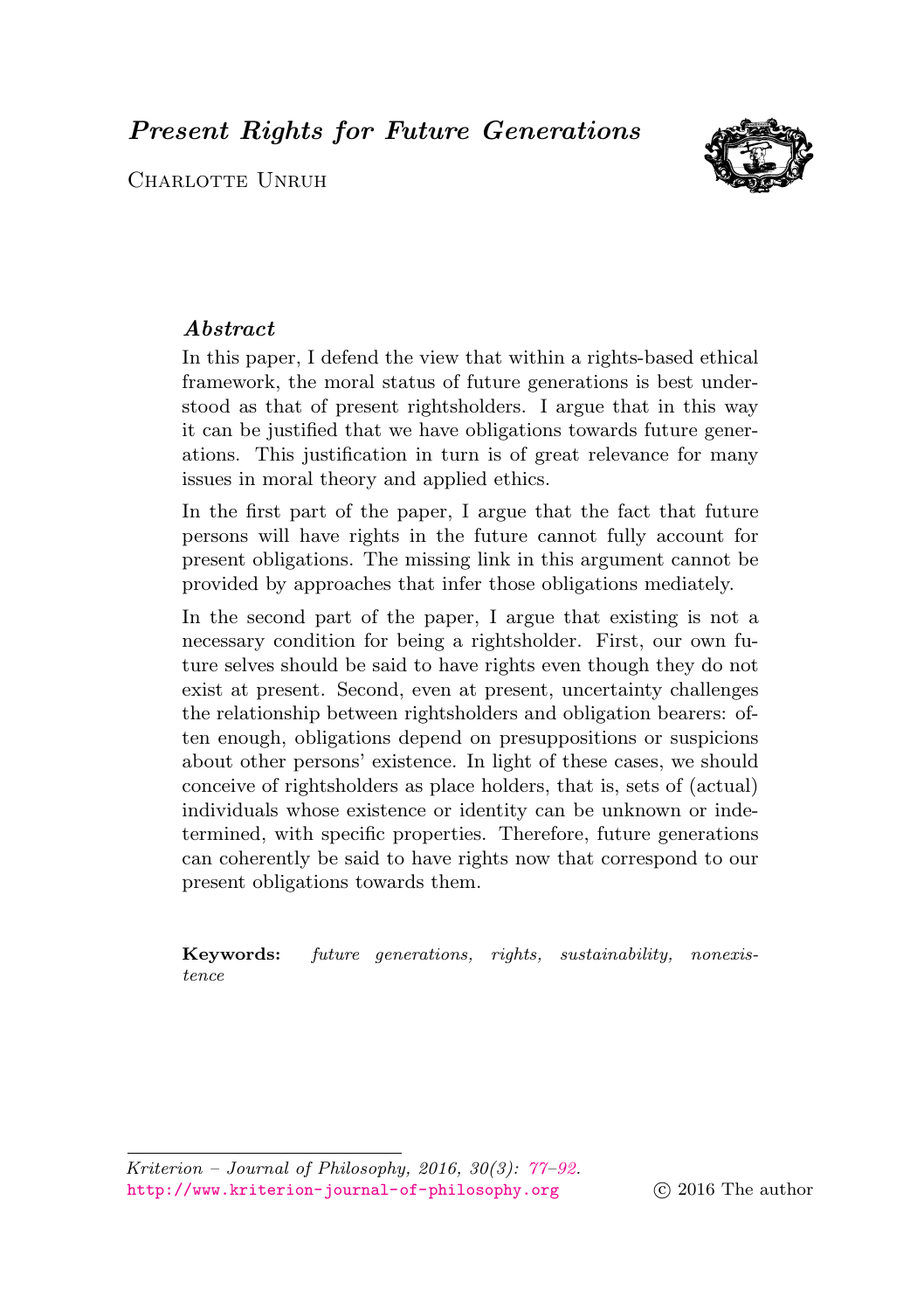# *Present Rights for Future Generations*

Charlotte Unruh

### *Abstract*

In this paper, I defend the view that within a rights-based ethical framework, the moral status of future generations is best understood as that of present rightsholders. I argue that in this way it can be justified that we have obligations towards future generations. This justification in turn is of great relevance for many issues in moral theory and applied ethics.

In the first part of the paper, I argue that the fact that future persons will have rights in the future cannot fully account for present obligations. The missing link in this argument cannot be provided by approaches that infer those obligations mediately.

In the second part of the paper, I argue that existing is not a necessary condition for being a rightsholder. First, our own future selves should be said to have rights even though they do not exist at present. Second, even at present, uncertainty challenges the relationship between rightsholders and obligation bearers: often enough, obligations depend on presuppositions or suspicions about other persons' existence. In light of these cases, we should conceive of rightsholders as place holders, that is, sets of (actual) individuals whose existence or identity can be unknown or indetermined, with specific properties. Therefore, future generations can coherently be said to have rights now that correspond to our present obligations towards them.

**Keywords:** *future generations, rights, sustainability, nonexistence*

*Kriterion – Journal of Philosophy, 2016, 30(3): 77–92.*
http://www.kriterion-journal-of-philosophy.org © 2016 The author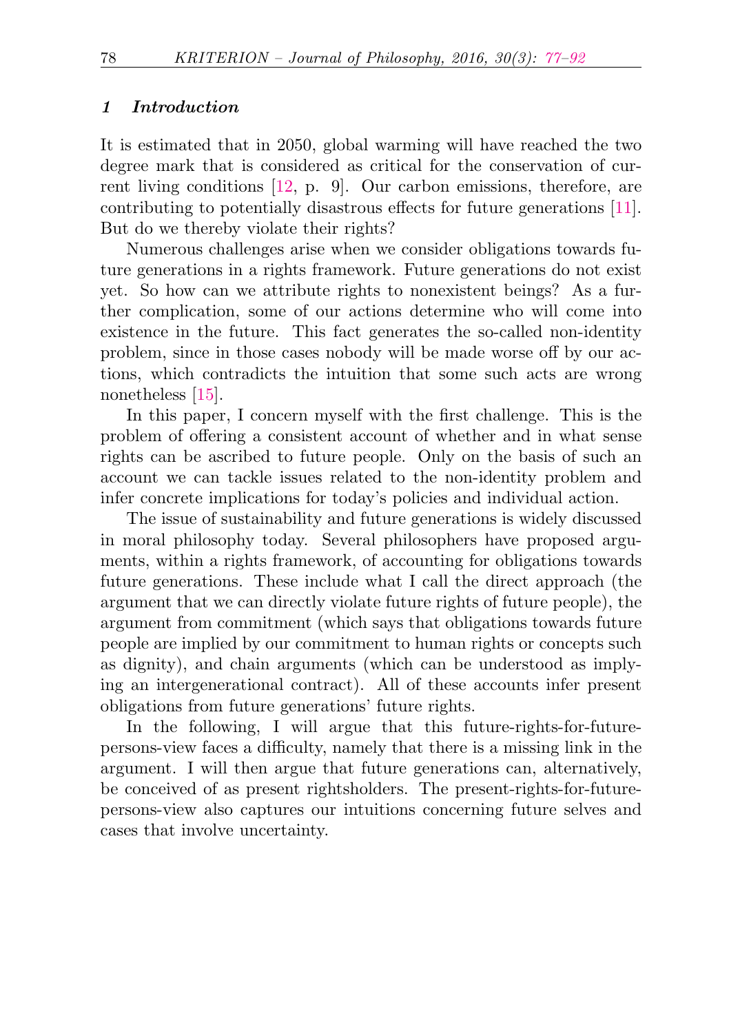## 1 Introduction

It is estimated that in 2050, global warming will have reached the two degree mark that is considered as critical for the conservation of current living conditions [12, p. 9]. Our carbon emissions, therefore, are contributing to potentially disastrous effects for future generations [11]. But do we thereby violate their rights?

Numerous challenges arise when we consider obligations towards future generations in a rights framework. Future generations do not exist yet. So how can we attribute rights to nonexistent beings? As a further complication, some of our actions determine who will come into existence in the future. This fact generates the so-called non-identity problem, since in those cases nobody will be made worse off by our actions, which contradicts the intuition that some such acts are wrong nonetheless [15].

In this paper, I concern myself with the first challenge. This is the problem of offering a consistent account of whether and in what sense rights can be ascribed to future people. Only on the basis of such an account we can tackle issues related to the non-identity problem and infer concrete implications for today's policies and individual action.

The issue of sustainability and future generations is widely discussed in moral philosophy today. Several philosophers have proposed arguments, within a rights framework, of accounting for obligations towards future generations. These include what I call the direct approach (the argument that we can directly violate future rights of future people), the argument from commitment (which says that obligations towards future people are implied by our commitment to human rights or concepts such as dignity), and chain arguments (which can be understood as implying an intergenerational contract). All of these accounts infer present obligations from future generations' future rights.

In the following, I will argue that this future-rights-for-future-persons-view faces a difficulty, namely that there is a missing link in the argument. I will then argue that future generations can, alternatively, be conceived of as present rightsholders. The present-rights-for-future-persons-view also captures our intuitions concerning future selves and cases that involve uncertainty.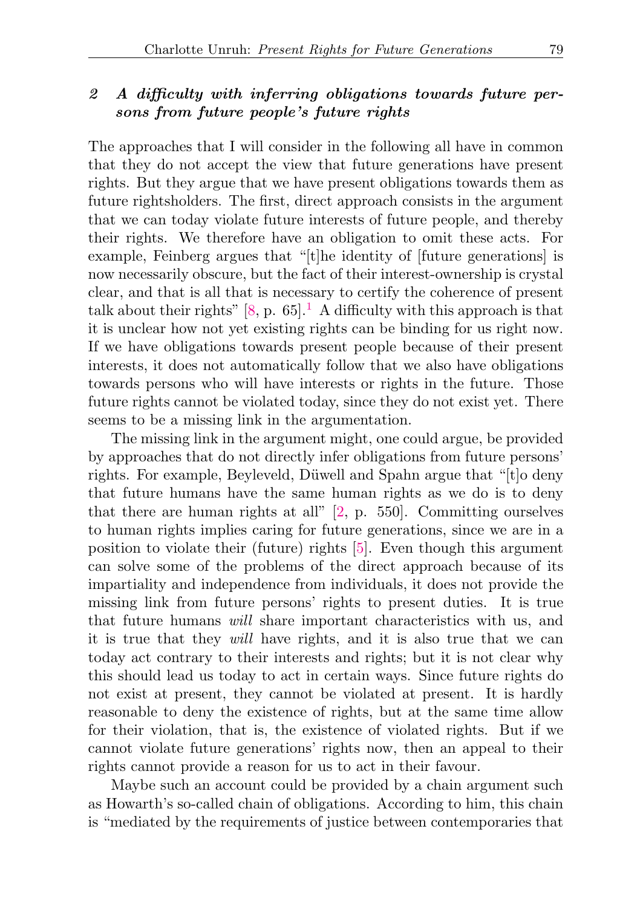## 2 *A difficulty with inferring obligations towards future persons from future people's future rights*

The approaches that I will consider in the following all have in common that they do not accept the view that future generations have present rights. But they argue that we have present obligations towards them as future rightsholders. The first, direct approach consists in the argument that we can today violate future interests of future people, and thereby their rights. We therefore have an obligation to omit these acts. For example, Feinberg argues that "[t]he identity of [future generations] is now necessarily obscure, but the fact of their interest-ownership is crystal clear, and that is all that is necessary to certify the coherence of present talk about their rights" [8, p. 65].[1] A difficulty with this approach is that it is unclear how not yet existing rights can be binding for us right now. If we have obligations towards present people because of their present interests, it does not automatically follow that we also have obligations towards persons who will have interests or rights in the future. Those future rights cannot be violated today, since they do not exist yet. There seems to be a missing link in the argumentation.

The missing link in the argument might, one could argue, be provided by approaches that do not directly infer obligations from future persons' rights. For example, Beyleveld, Düwell and Spahn argue that "[t]o deny that future humans have the same human rights as we do is to deny that there are human rights at all" [2, p. 550]. Committing ourselves to human rights implies caring for future generations, since we are in a position to violate their (future) rights [5]. Even though this argument can solve some of the problems of the direct approach because of its impartiality and independence from individuals, it does not provide the missing link from future persons' rights to present duties. It is true that future humans *will* share important characteristics with us, and it is true that they *will* have rights, and it is also true that we can today act contrary to their interests and rights; but it is not clear why this should lead us today to act in certain ways. Since future rights do not exist at present, they cannot be violated at present. It is hardly reasonable to deny the existence of rights, but at the same time allow for their violation, that is, the existence of violated rights. But if we cannot violate future generations' rights now, then an appeal to their rights cannot provide a reason for us to act in their favour.

Maybe such an account could be provided by a chain argument such as Howarth's so-called chain of obligations. According to him, this chain is "mediated by the requirements of justice between contemporaries that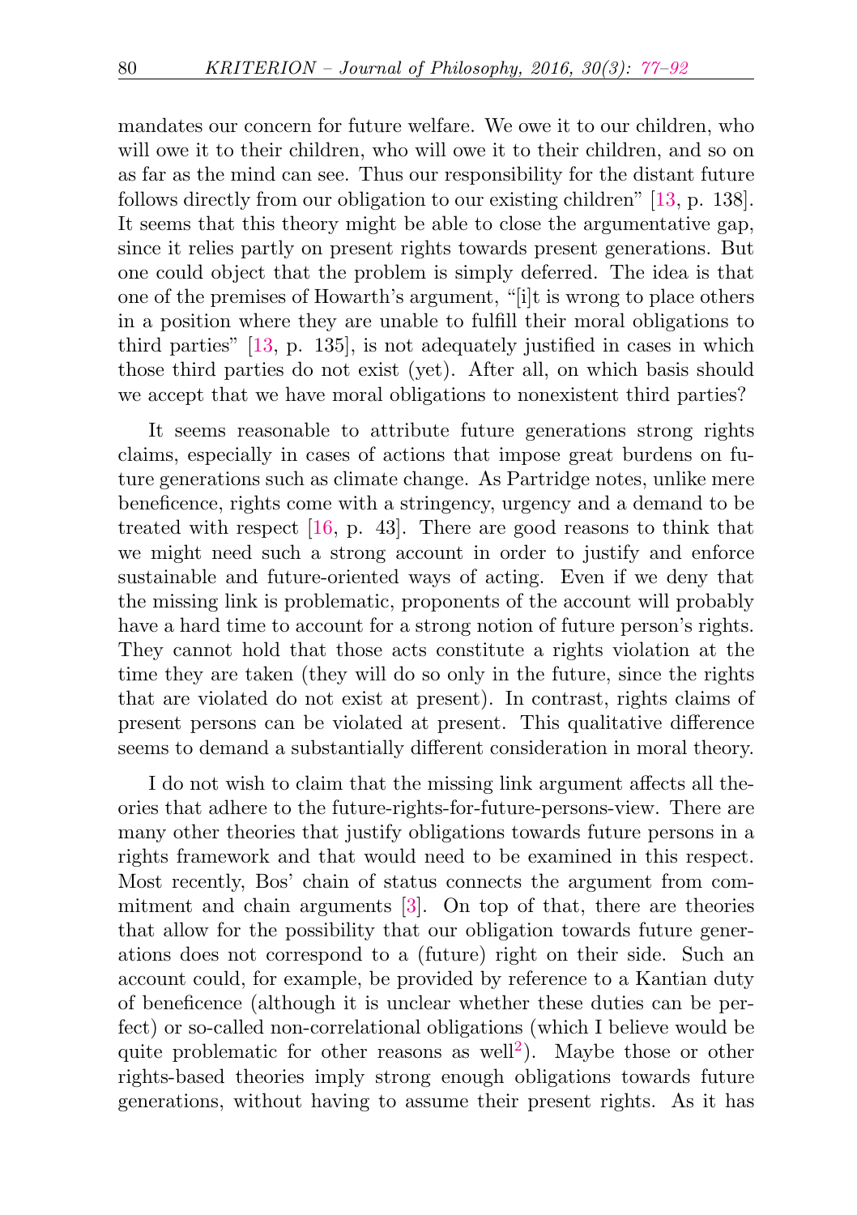mandates our concern for future welfare. We owe it to our children, who will owe it to their children, who will owe it to their children, and so on as far as the mind can see. Thus our responsibility for the distant future follows directly from our obligation to our existing children" [13, p. 138]. It seems that this theory might be able to close the argumentative gap, since it relies partly on present rights towards present generations. But one could object that the problem is simply deferred. The idea is that one of the premises of Howarth's argument, "[i]t is wrong to place others in a position where they are unable to fulfill their moral obligations to third parties" [13, p. 135], is not adequately justified in cases in which those third parties do not exist (yet). After all, on which basis should we accept that we have moral obligations to nonexistent third parties?

It seems reasonable to attribute future generations strong rights claims, especially in cases of actions that impose great burdens on future generations such as climate change. As Partridge notes, unlike mere beneficence, rights come with a stringency, urgency and a demand to be treated with respect [16, p. 43]. There are good reasons to think that we might need such a strong account in order to justify and enforce sustainable and future-oriented ways of acting. Even if we deny that the missing link is problematic, proponents of the account will probably have a hard time to account for a strong notion of future person's rights. They cannot hold that those acts constitute a rights violation at the time they are taken (they will do so only in the future, since the rights that are violated do not exist at present). In contrast, rights claims of present persons can be violated at present. This qualitative difference seems to demand a substantially different consideration in moral theory.

I do not wish to claim that the missing link argument affects all theories that adhere to the future-rights-for-future-persons-view. There are many other theories that justify obligations towards future persons in a rights framework and that would need to be examined in this respect. Most recently, Bos' chain of status connects the argument from commitment and chain arguments [3]. On top of that, there are theories that allow for the possibility that our obligation towards future generations does not correspond to a (future) right on their side. Such an account could, for example, be provided by reference to a Kantian duty of beneficence (although it is unclear whether these duties can be perfect) or so-called non-correlational obligations (which I believe would be quite problematic for other reasons as well[2]). Maybe those or other rights-based theories imply strong enough obligations towards future generations, without having to assume their present rights. As it has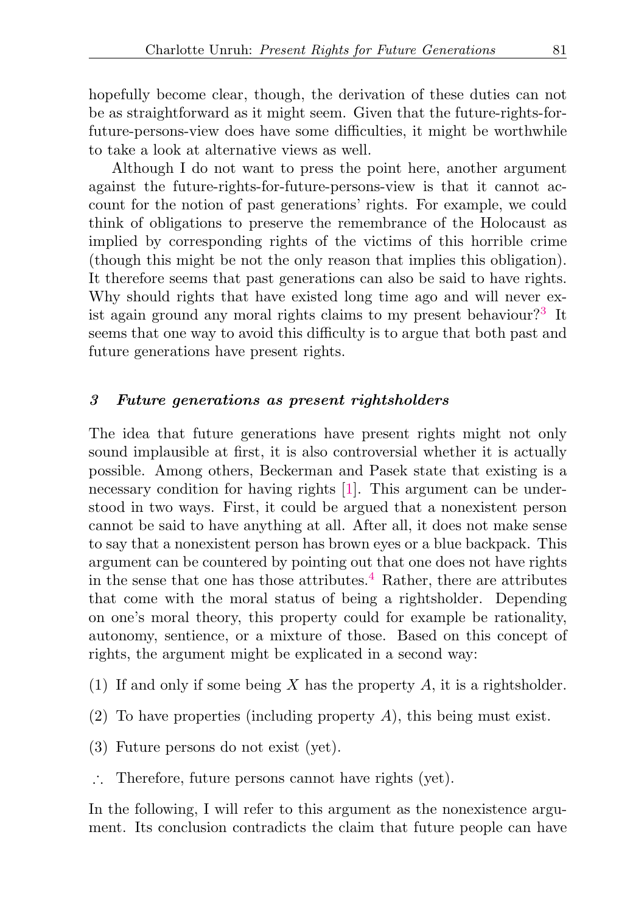hopefully become clear, though, the derivation of these duties can not be as straightforward as it might seem. Given that the future-rights-for-future-persons-view does have some difficulties, it might be worthwhile to take a look at alternative views as well.

Although I do not want to press the point here, another argument against the future-rights-for-future-persons-view is that it cannot account for the notion of past generations' rights. For example, we could think of obligations to preserve the remembrance of the Holocaust as implied by corresponding rights of the victims of this horrible crime (though this might be not the only reason that implies this obligation). It therefore seems that past generations can also be said to have rights. Why should rights that have existed long time ago and will never exist again ground any moral rights claims to my present behaviour?[3] It seems that one way to avoid this difficulty is to argue that both past and future generations have present rights.

### *3 Future generations as present rightsholders*

The idea that future generations have present rights might not only sound implausible at first, it is also controversial whether it is actually possible. Among others, Beckerman and Pasek state that existing is a necessary condition for having rights [1]. This argument can be understood in two ways. First, it could be argued that a nonexistent person cannot be said to have anything at all. After all, it does not make sense to say that a nonexistent person has brown eyes or a blue backpack. This argument can be countered by pointing out that one does not have rights in the sense that one has those attributes.[4] Rather, there are attributes that come with the moral status of being a rightsholder. Depending on one's moral theory, this property could for example be rationality, autonomy, sentience, or a mixture of those. Based on this concept of rights, the argument might be explicated in a second way:

(1) If and only if some being $X$ has the property $A$, it is a rightsholder.

(2) To have properties (including property $A$), this being must exist.

(3) Future persons do not exist (yet).

$\therefore$ Therefore, future persons cannot have rights (yet).

In the following, I will refer to this argument as the nonexistence argument. Its conclusion contradicts the claim that future people can have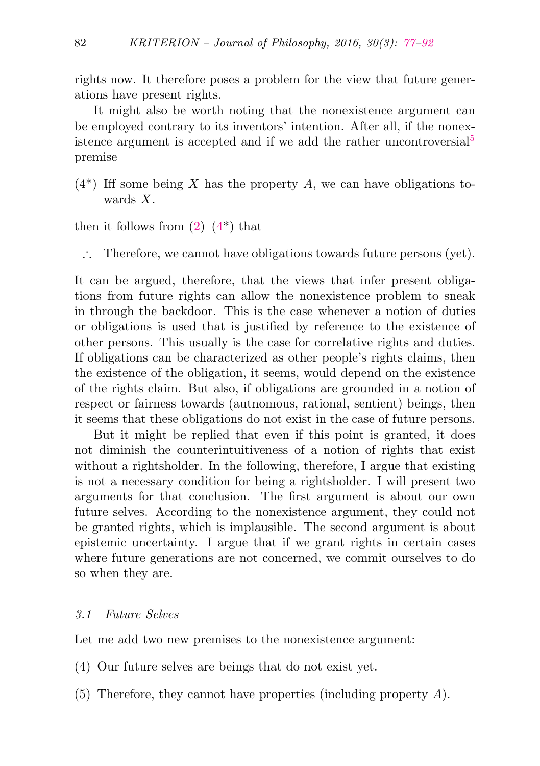rights now. It therefore poses a problem for the view that future generations have present rights.

It might also be worth noting that the nonexistence argument can be employed contrary to its inventors' intention. After all, if the nonexistence argument is accepted and if we add the rather uncontroversial[5] premise

(4*) Iff some being $X$ has the property $A$, we can have obligations towards $X$.

then it follows from (2)–(4*) that

∴ Therefore, we cannot have obligations towards future persons (yet).

It can be argued, therefore, that the views that infer present obligations from future rights can allow the nonexistence problem to sneak in through the backdoor. This is the case whenever a notion of duties or obligations is used that is justified by reference to the existence of other persons. This usually is the case for correlative rights and duties. If obligations can be characterized as other people's rights claims, then the existence of the obligation, it seems, would depend on the existence of the rights claim. But also, if obligations are grounded in a notion of respect or fairness towards (autnomous, rational, sentient) beings, then it seems that these obligations do not exist in the case of future persons.

But it might be replied that even if this point is granted, it does not diminish the counterintuitiveness of a notion of rights that exist without a rightsholder. In the following, therefore, I argue that existing is not a necessary condition for being a rightsholder. I will present two arguments for that conclusion. The first argument is about our own future selves. According to the nonexistence argument, they could not be granted rights, which is implausible. The second argument is about epistemic uncertainty. I argue that if we grant rights in certain cases where future generations are not concerned, we commit ourselves to do so when they are.

### *3.1 Future Selves*

Let me add two new premises to the nonexistence argument:

(4) Our future selves are beings that do not exist yet.

(5) Therefore, they cannot have properties (including property $A$).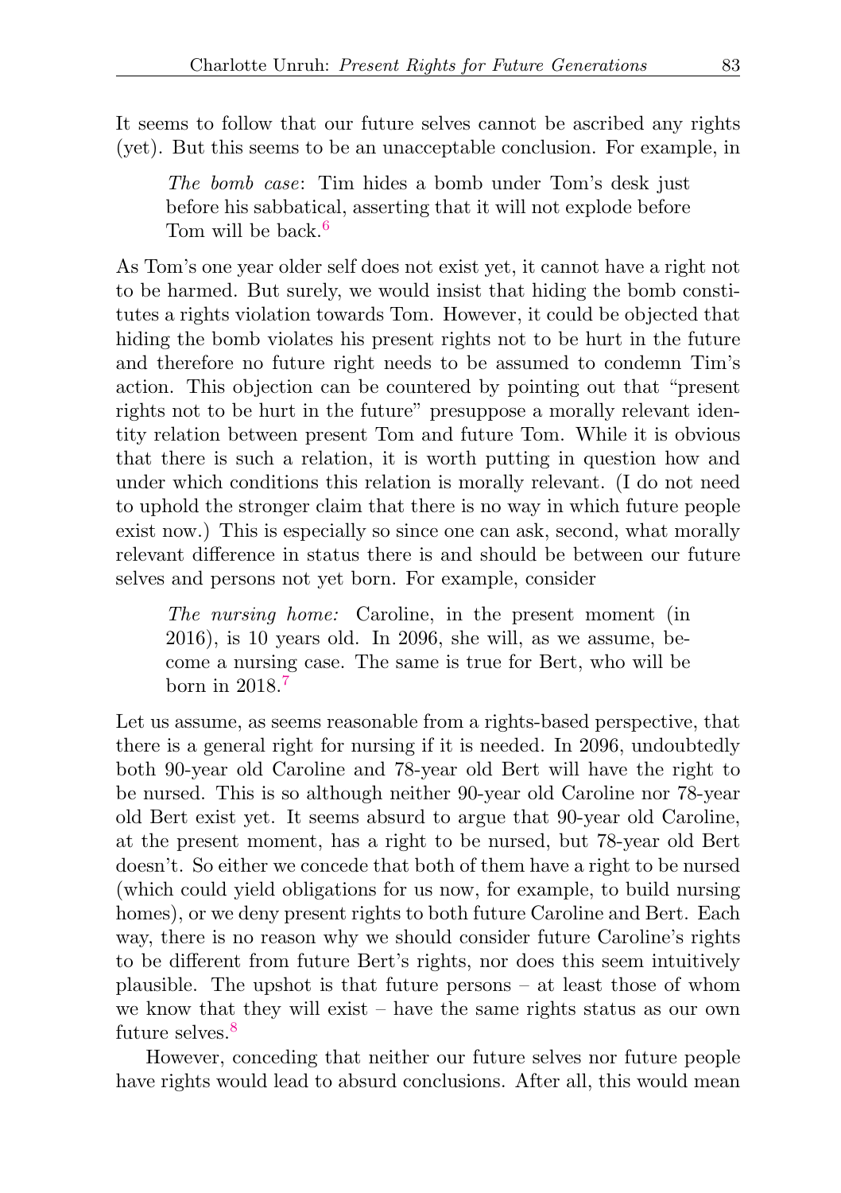It seems to follow that our future selves cannot be ascribed any rights (yet). But this seems to be an unacceptable conclusion. For example, in

> *The bomb case*: Tim hides a bomb under Tom's desk just before his sabbatical, asserting that it will not explode before Tom will be back.[6]

As Tom's one year older self does not exist yet, it cannot have a right not to be harmed. But surely, we would insist that hiding the bomb constitutes a rights violation towards Tom. However, it could be objected that hiding the bomb violates his present rights not to be hurt in the future and therefore no future right needs to be assumed to condemn Tim's action. This objection can be countered by pointing out that "present rights not to be hurt in the future" presuppose a morally relevant identity relation between present Tom and future Tom. While it is obvious that there is such a relation, it is worth putting in question how and under which conditions this relation is morally relevant. (I do not need to uphold the stronger claim that there is no way in which future people exist now.) This is especially so since one can ask, second, what morally relevant difference in status there is and should be between our future selves and persons not yet born. For example, consider

> *The nursing home:* Caroline, in the present moment (in 2016), is 10 years old. In 2096, she will, as we assume, become a nursing case. The same is true for Bert, who will be born in 2018.[7]

Let us assume, as seems reasonable from a rights-based perspective, that there is a general right for nursing if it is needed. In 2096, undoubtedly both 90-year old Caroline and 78-year old Bert will have the right to be nursed. This is so although neither 90-year old Caroline nor 78-year old Bert exist yet. It seems absurd to argue that 90-year old Caroline, at the present moment, has a right to be nursed, but 78-year old Bert doesn't. So either we concede that both of them have a right to be nursed (which could yield obligations for us now, for example, to build nursing homes), or we deny present rights to both future Caroline and Bert. Each way, there is no reason why we should consider future Caroline's rights to be different from future Bert's rights, nor does this seem intuitively plausible. The upshot is that future persons – at least those of whom we know that they will exist – have the same rights status as our own future selves.[8]

However, conceding that neither our future selves nor future people have rights would lead to absurd conclusions. After all, this would mean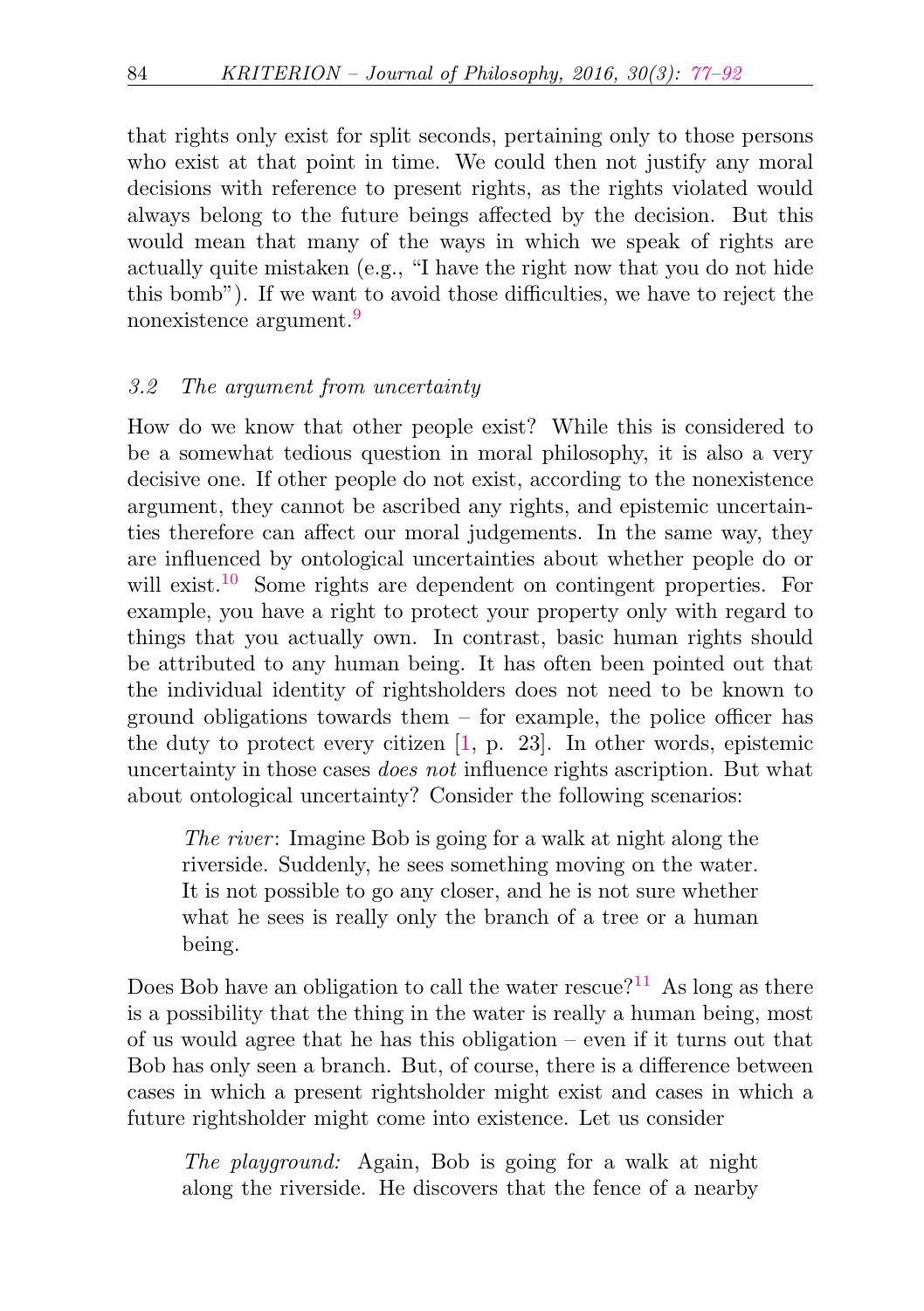that rights only exist for split seconds, pertaining only to those persons who exist at that point in time. We could then not justify any moral decisions with reference to present rights, as the rights violated would always belong to the future beings affected by the decision. But this would mean that many of the ways in which we speak of rights are actually quite mistaken (e.g., "I have the right now that you do not hide this bomb"). If we want to avoid those difficulties, we have to reject the nonexistence argument.[9]

### *3.2 The argument from uncertainty*

How do we know that other people exist? While this is considered to be a somewhat tedious question in moral philosophy, it is also a very decisive one. If other people do not exist, according to the nonexistence argument, they cannot be ascribed any rights, and epistemic uncertainties therefore can affect our moral judgements. In the same way, they are influenced by ontological uncertainties about whether people do or will exist.[10] Some rights are dependent on contingent properties. For example, you have a right to protect your property only with regard to things that you actually own. In contrast, basic human rights should be attributed to any human being. It has often been pointed out that the individual identity of rightsholders does not need to be known to ground obligations towards them – for example, the police officer has the duty to protect every citizen [1, p. 23]. In other words, epistemic uncertainty in those cases *does not* influence rights ascription. But what about ontological uncertainty? Consider the following scenarios:

> *The river*: Imagine Bob is going for a walk at night along the riverside. Suddenly, he sees something moving on the water. It is not possible to go any closer, and he is not sure whether what he sees is really only the branch of a tree or a human being.

Does Bob have an obligation to call the water rescue?[11] As long as there is a possibility that the thing in the water is really a human being, most of us would agree that he has this obligation – even if it turns out that Bob has only seen a branch. But, of course, there is a difference between cases in which a present rightsholder might exist and cases in which a future rightsholder might come into existence. Let us consider

> *The playground:* Again, Bob is going for a walk at night along the riverside. He discovers that the fence of a nearby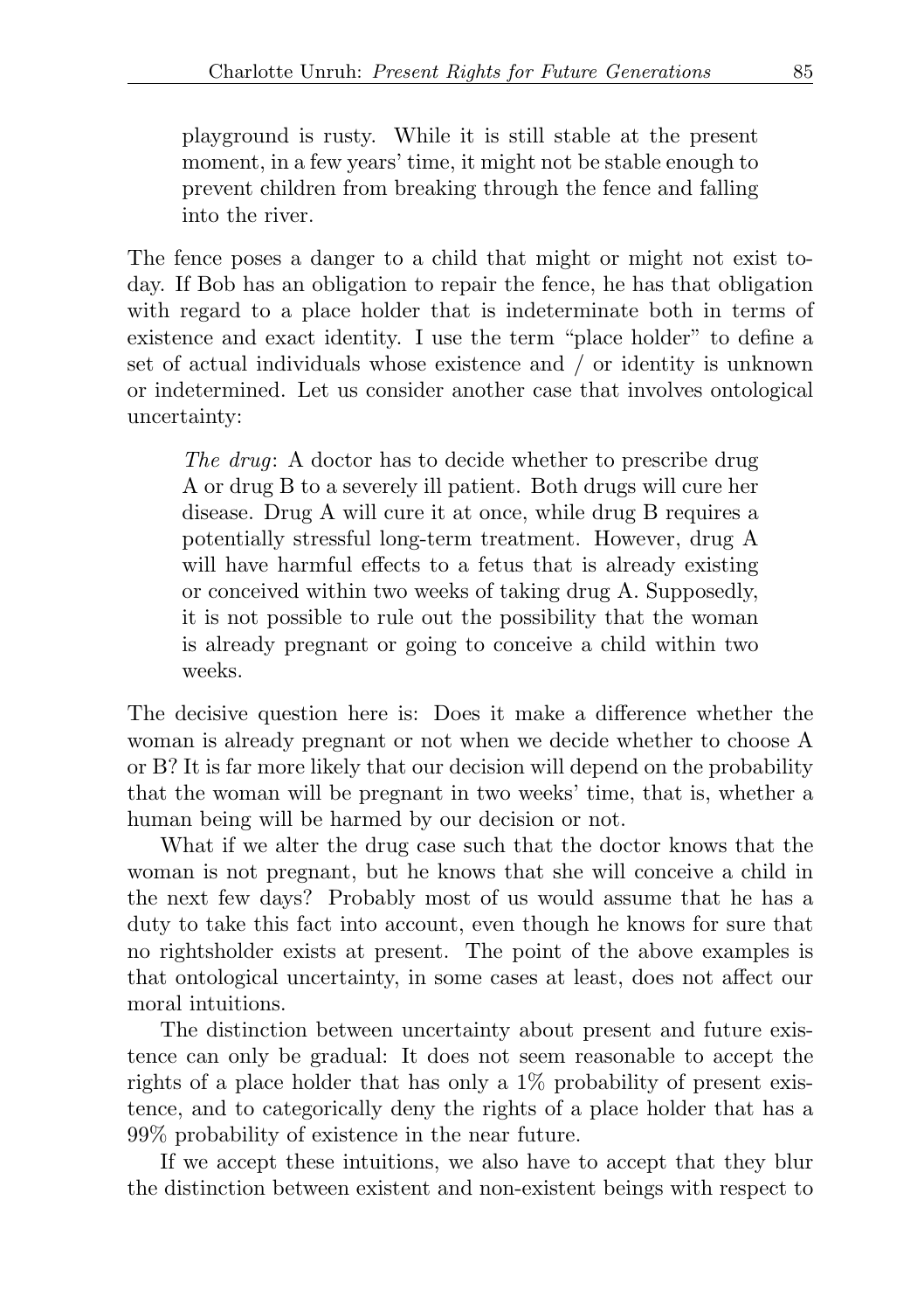playground is rusty. While it is still stable at the present moment, in a few years' time, it might not be stable enough to prevent children from breaking through the fence and falling into the river.

The fence poses a danger to a child that might or might not exist today. If Bob has an obligation to repair the fence, he has that obligation with regard to a place holder that is indeterminate both in terms of existence and exact identity. I use the term "place holder" to define a set of actual individuals whose existence and / or identity is unknown or indetermined. Let us consider another case that involves ontological uncertainty:

> *The drug*: A doctor has to decide whether to prescribe drug A or drug B to a severely ill patient. Both drugs will cure her disease. Drug A will cure it at once, while drug B requires a potentially stressful long-term treatment. However, drug A will have harmful effects to a fetus that is already existing or conceived within two weeks of taking drug A. Supposedly, it is not possible to rule out the possibility that the woman is already pregnant or going to conceive a child within two weeks.

The decisive question here is: Does it make a difference whether the woman is already pregnant or not when we decide whether to choose A or B? It is far more likely that our decision will depend on the probability that the woman will be pregnant in two weeks' time, that is, whether a human being will be harmed by our decision or not.

What if we alter the drug case such that the doctor knows that the woman is not pregnant, but he knows that she will conceive a child in the next few days? Probably most of us would assume that he has a duty to take this fact into account, even though he knows for sure that no rightsholder exists at present. The point of the above examples is that ontological uncertainty, in some cases at least, does not affect our moral intuitions.

The distinction between uncertainty about present and future existence can only be gradual: It does not seem reasonable to accept the rights of a place holder that has only a 1% probability of present existence, and to categorically deny the rights of a place holder that has a 99% probability of existence in the near future.

If we accept these intuitions, we also have to accept that they blur the distinction between existent and non-existent beings with respect to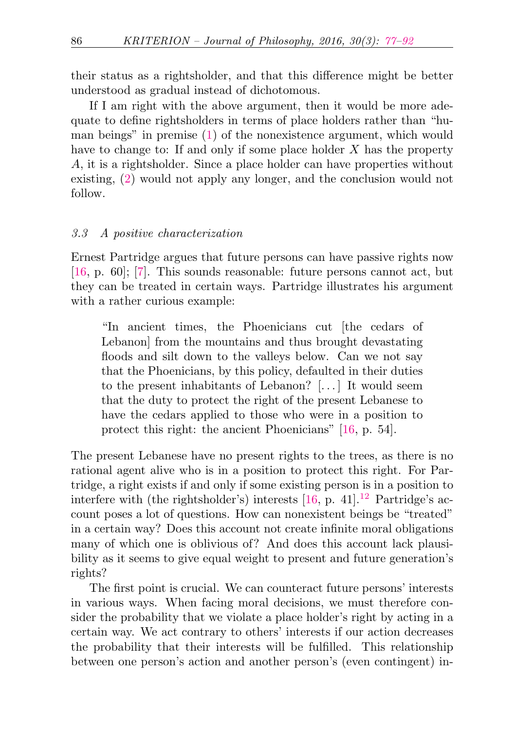their status as a rightsholder, and that this difference might be better understood as gradual instead of dichotomous.

If I am right with the above argument, then it would be more adequate to define rightsholders in terms of place holders rather than "human beings" in premise (1) of the nonexistence argument, which would have to change to: If and only if some place holder $X$ has the property $A$, it is a rightsholder. Since a place holder can have properties without existing, (2) would not apply any longer, and the conclusion would not follow.

### *3.3 A positive characterization*

Ernest Partridge argues that future persons can have passive rights now [16, p. 60]; [7]. This sounds reasonable: future persons cannot act, but they can be treated in certain ways. Partridge illustrates his argument with a rather curious example:

> "In ancient times, the Phoenicians cut [the cedars of Lebanon] from the mountains and thus brought devastating floods and silt down to the valleys below. Can we not say that the Phoenicians, by this policy, defaulted in their duties to the present inhabitants of Lebanon? [...] It would seem that the duty to protect the right of the present Lebanese to have the cedars applied to those who were in a position to protect this right: the ancient Phoenicians" [16, p. 54].

The present Lebanese have no present rights to the trees, as there is no rational agent alive who is in a position to protect this right. For Partridge, a right exists if and only if some existing person is in a position to interfere with (the rightsholder's) interests [16, p. 41].[12] Partridge's account poses a lot of questions. How can nonexistent beings be "treated" in a certain way? Does this account not create infinite moral obligations many of which one is oblivious of? And does this account lack plausibility as it seems to give equal weight to present and future generation's rights?

The first point is crucial. We can counteract future persons' interests in various ways. When facing moral decisions, we must therefore consider the probability that we violate a place holder's right by acting in a certain way. We act contrary to others' interests if our action decreases the probability that their interests will be fulfilled. This relationship between one person's action and another person's (even contingent) in-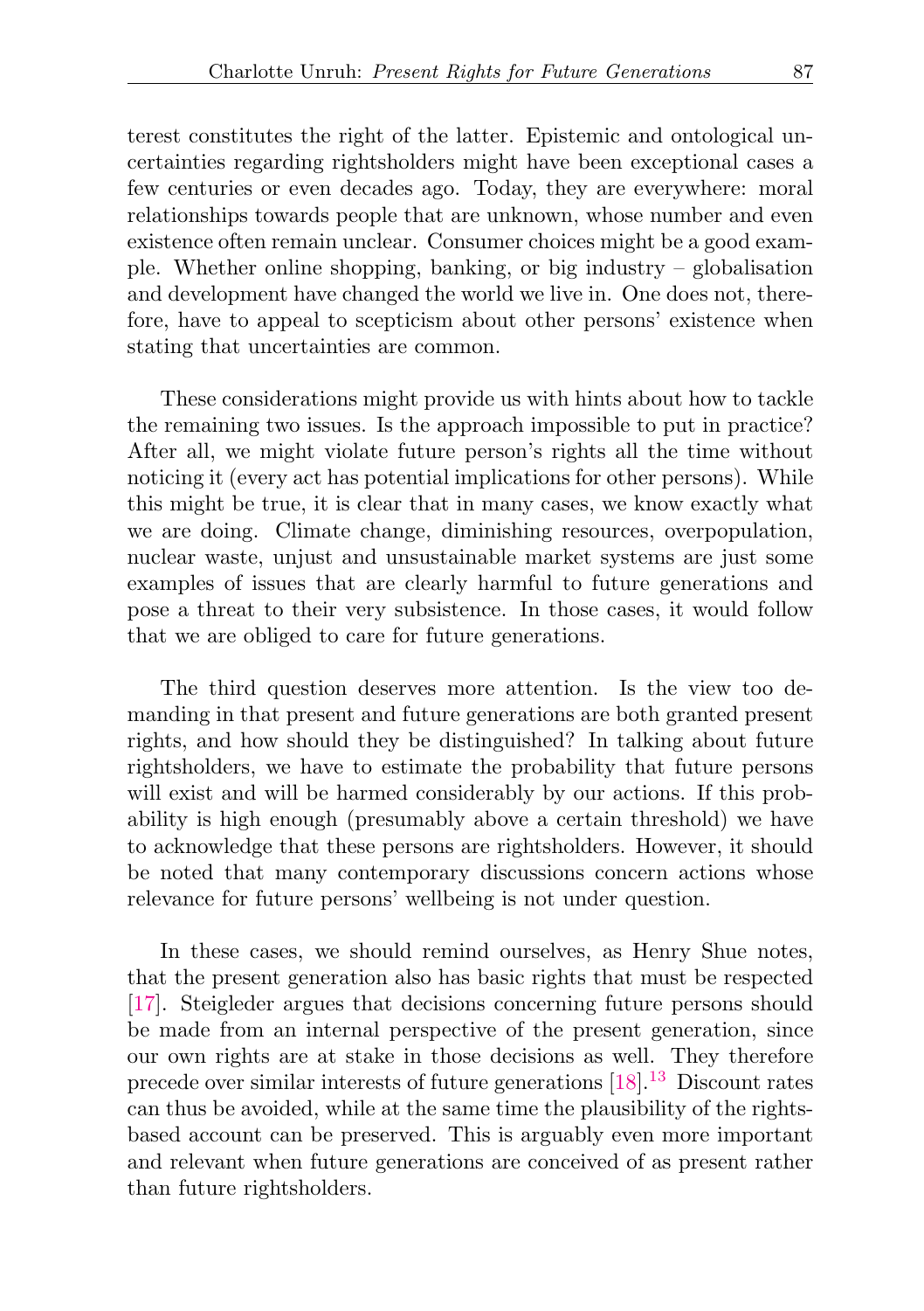terest constitutes the right of the latter. Epistemic and ontological uncertainties regarding rightsholders might have been exceptional cases a few centuries or even decades ago. Today, they are everywhere: moral relationships towards people that are unknown, whose number and even existence often remain unclear. Consumer choices might be a good example. Whether online shopping, banking, or big industry – globalisation and development have changed the world we live in. One does not, therefore, have to appeal to scepticism about other persons' existence when stating that uncertainties are common.

These considerations might provide us with hints about how to tackle the remaining two issues. Is the approach impossible to put in practice? After all, we might violate future person's rights all the time without noticing it (every act has potential implications for other persons). While this might be true, it is clear that in many cases, we know exactly what we are doing. Climate change, diminishing resources, overpopulation, nuclear waste, unjust and unsustainable market systems are just some examples of issues that are clearly harmful to future generations and pose a threat to their very subsistence. In those cases, it would follow that we are obliged to care for future generations.

The third question deserves more attention. Is the view too demanding in that present and future generations are both granted present rights, and how should they be distinguished? In talking about future rightsholders, we have to estimate the probability that future persons will exist and will be harmed considerably by our actions. If this probability is high enough (presumably above a certain threshold) we have to acknowledge that these persons are rightsholders. However, it should be noted that many contemporary discussions concern actions whose relevance for future persons' wellbeing is not under question.

In these cases, we should remind ourselves, as Henry Shue notes, that the present generation also has basic rights that must be respected [17]. Steigleder argues that decisions concerning future persons should be made from an internal perspective of the present generation, since our own rights are at stake in those decisions as well. They therefore precede over similar interests of future generations [18].[13] Discount rates can thus be avoided, while at the same time the plausibility of the rights-based account can be preserved. This is arguably even more important and relevant when future generations are conceived of as present rather than future rightsholders.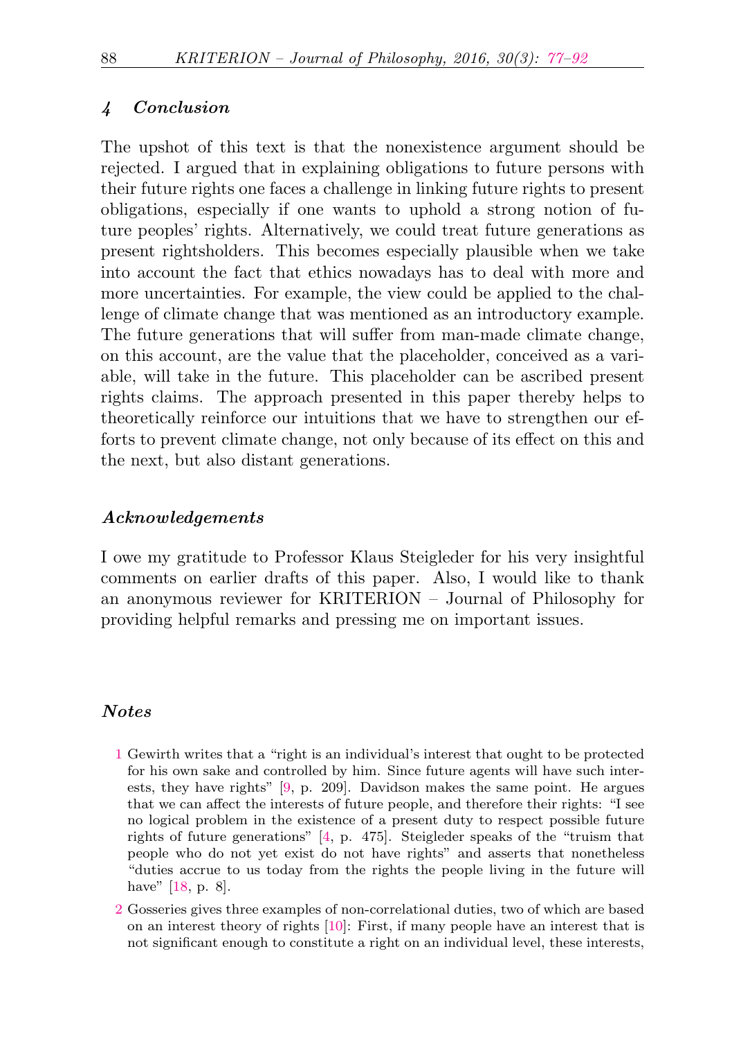## 4 Conclusion

The upshot of this text is that the nonexistence argument should be rejected. I argued that in explaining obligations to future persons with their future rights one faces a challenge in linking future rights to present obligations, especially if one wants to uphold a strong notion of future peoples' rights. Alternatively, we could treat future generations as present rightsholders. This becomes especially plausible when we take into account the fact that ethics nowadays has to deal with more and more uncertainties. For example, the view could be applied to the challenge of climate change that was mentioned as an introductory example. The future generations that will suffer from man-made climate change, on this account, are the value that the placeholder, conceived as a variable, will take in the future. This placeholder can be ascribed present rights claims. The approach presented in this paper thereby helps to theoretically reinforce our intuitions that we have to strengthen our efforts to prevent climate change, not only because of its effect on this and the next, but also distant generations.

### Acknowledgements

I owe my gratitude to Professor Klaus Steigleder for his very insightful comments on earlier drafts of this paper. Also, I would like to thank an anonymous reviewer for KRITERION – Journal of Philosophy for providing helpful remarks and pressing me on important issues.

### Notes

1 Gewirth writes that a "right is an individual's interest that ought to be protected for his own sake and controlled by him. Since future agents will have such interests, they have rights" [9, p. 209]. Davidson makes the same point. He argues that we can affect the interests of future people, and therefore their rights: "I see no logical problem in the existence of a present duty to respect possible future rights of future generations" [4, p. 475]. Steigleder speaks of the "truism that people who do not yet exist do not have rights" and asserts that nonetheless "duties accrue to us today from the rights the people living in the future will have" [18, p. 8].

2 Gosseries gives three examples of non-correlational duties, two of which are based on an interest theory of rights [10]: First, if many people have an interest that is not significant enough to constitute a right on an individual level, these interests,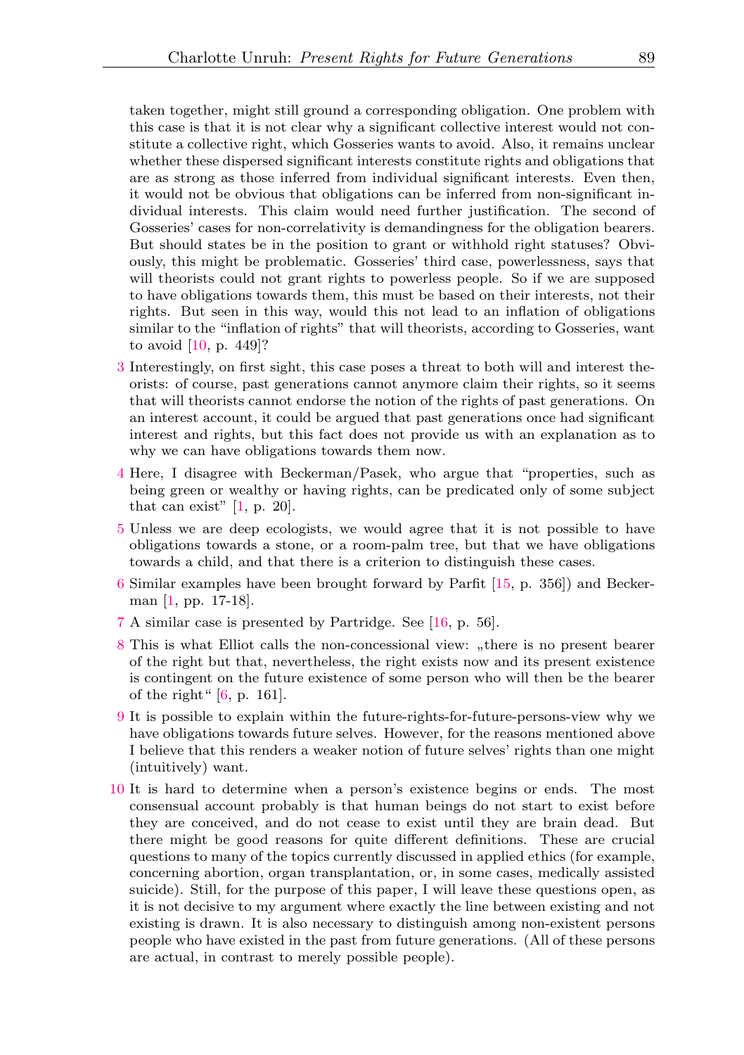taken together, might still ground a corresponding obligation. One problem with this case is that it is not clear why a significant collective interest would not constitute a collective right, which Gosseries wants to avoid. Also, it remains unclear whether these dispersed significant interests constitute rights and obligations that are as strong as those inferred from individual significant interests. Even then, it would not be obvious that obligations can be inferred from non-significant individual interests. This claim would need further justification. The second of Gosseries' cases for non-correlativity is demandingness for the obligation bearers. But should states be in the position to grant or withhold right statuses? Obviously, this might be problematic. Gosseries' third case, powerlessness, says that will theorists could not grant rights to powerless people. So if we are supposed to have obligations towards them, this must be based on their interests, not their rights. But seen in this way, would this not lead to an inflation of obligations similar to the "inflation of rights" that will theorists, according to Gosseries, want to avoid [10, p. 449]?

3 Interestingly, on first sight, this case poses a threat to both will and interest theorists: of course, past generations cannot anymore claim their rights, so it seems that will theorists cannot endorse the notion of the rights of past generations. On an interest account, it could be argued that past generations once had significant interest and rights, but this fact does not provide us with an explanation as to why we can have obligations towards them now.

4 Here, I disagree with Beckerman/Pasek, who argue that "properties, such as being green or wealthy or having rights, can be predicated only of some subject that can exist" [1, p. 20].

5 Unless we are deep ecologists, we would agree that it is not possible to have obligations towards a stone, or a room-palm tree, but that we have obligations towards a child, and that there is a criterion to distinguish these cases.

6 Similar examples have been brought forward by Parfit [15, p. 356]) and Beckerman [1, pp. 17-18].

7 A similar case is presented by Partridge. See [16, p. 56].

8 This is what Elliot calls the non-concessional view: „there is no present bearer of the right but that, nevertheless, the right exists now and its present existence is contingent on the future existence of some person who will then be the bearer of the right" [6, p. 161].

9 It is possible to explain within the future-rights-for-future-persons-view why we have obligations towards future selves. However, for the reasons mentioned above I believe that this renders a weaker notion of future selves' rights than one might (intuitively) want.

10 It is hard to determine when a person's existence begins or ends. The most consensual account probably is that human beings do not start to exist before they are conceived, and do not cease to exist until they are brain dead. But there might be good reasons for quite different definitions. These are crucial questions to many of the topics currently discussed in applied ethics (for example, concerning abortion, organ transplantation, or, in some cases, medically assisted suicide). Still, for the purpose of this paper, I will leave these questions open, as it is not decisive to my argument where exactly the line between existing and not existing is drawn. It is also necessary to distinguish among non-existent persons people who have existed in the past from future generations. (All of these persons are actual, in contrast to merely possible people).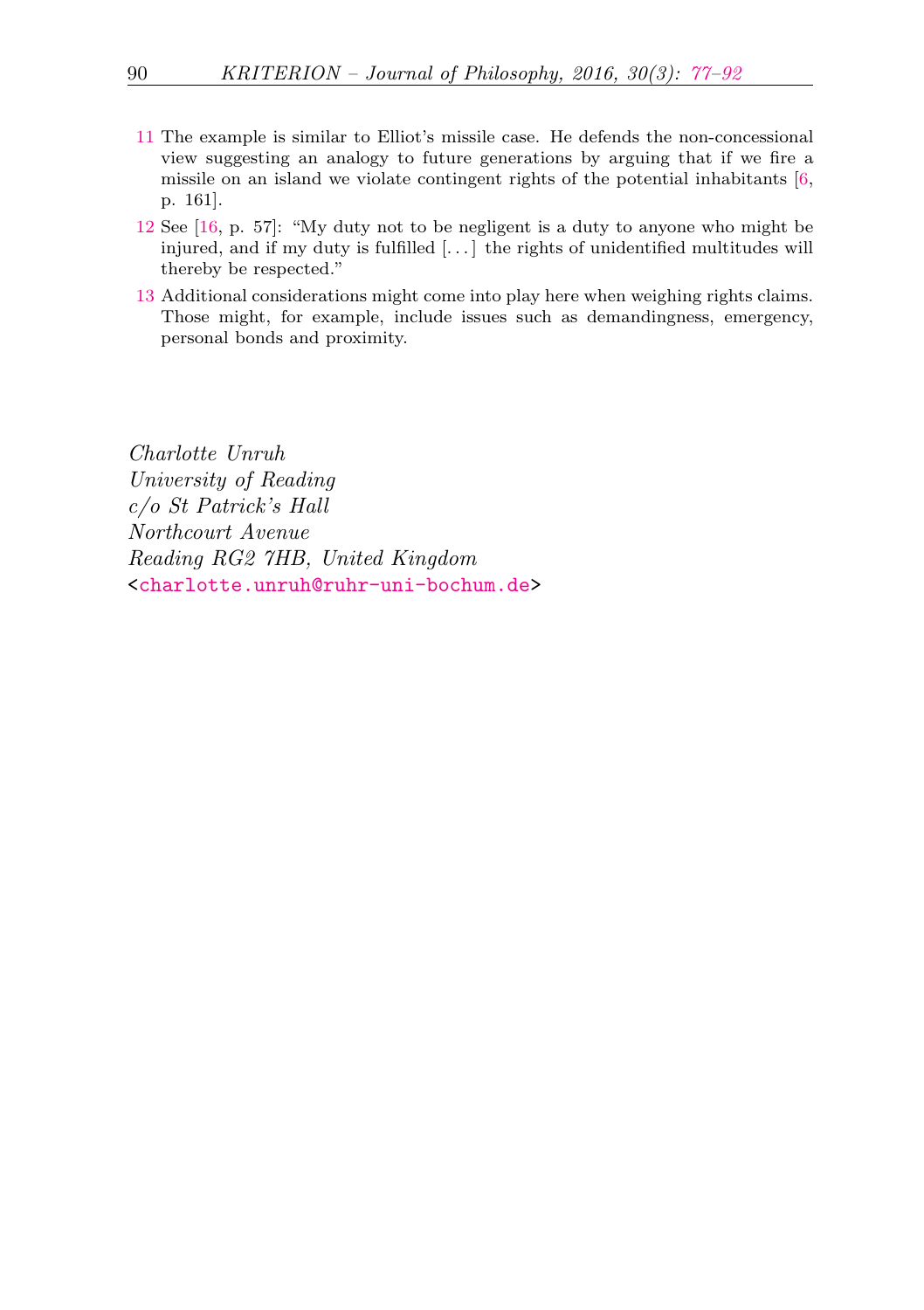11 The example is similar to Elliot's missile case. He defends the non-concessional view suggesting an analogy to future generations by arguing that if we fire a missile on an island we violate contingent rights of the potential inhabitants [6, p. 161].

12 See [16, p. 57]: "My duty not to be negligent is a duty to anyone who might be injured, and if my duty is fulfilled [...] the rights of unidentified multitudes will thereby be respected."

13 Additional considerations might come into play here when weighing rights claims. Those might, for example, include issues such as demandingness, emergency, personal bonds and proximity.

*Charlotte Unruh*
*University of Reading*
*c/o St Patrick's Hall*
*Northcourt Avenue*
*Reading RG2 7HB, United Kingdom*
<charlotte.unruh@ruhr-uni-bochum.de>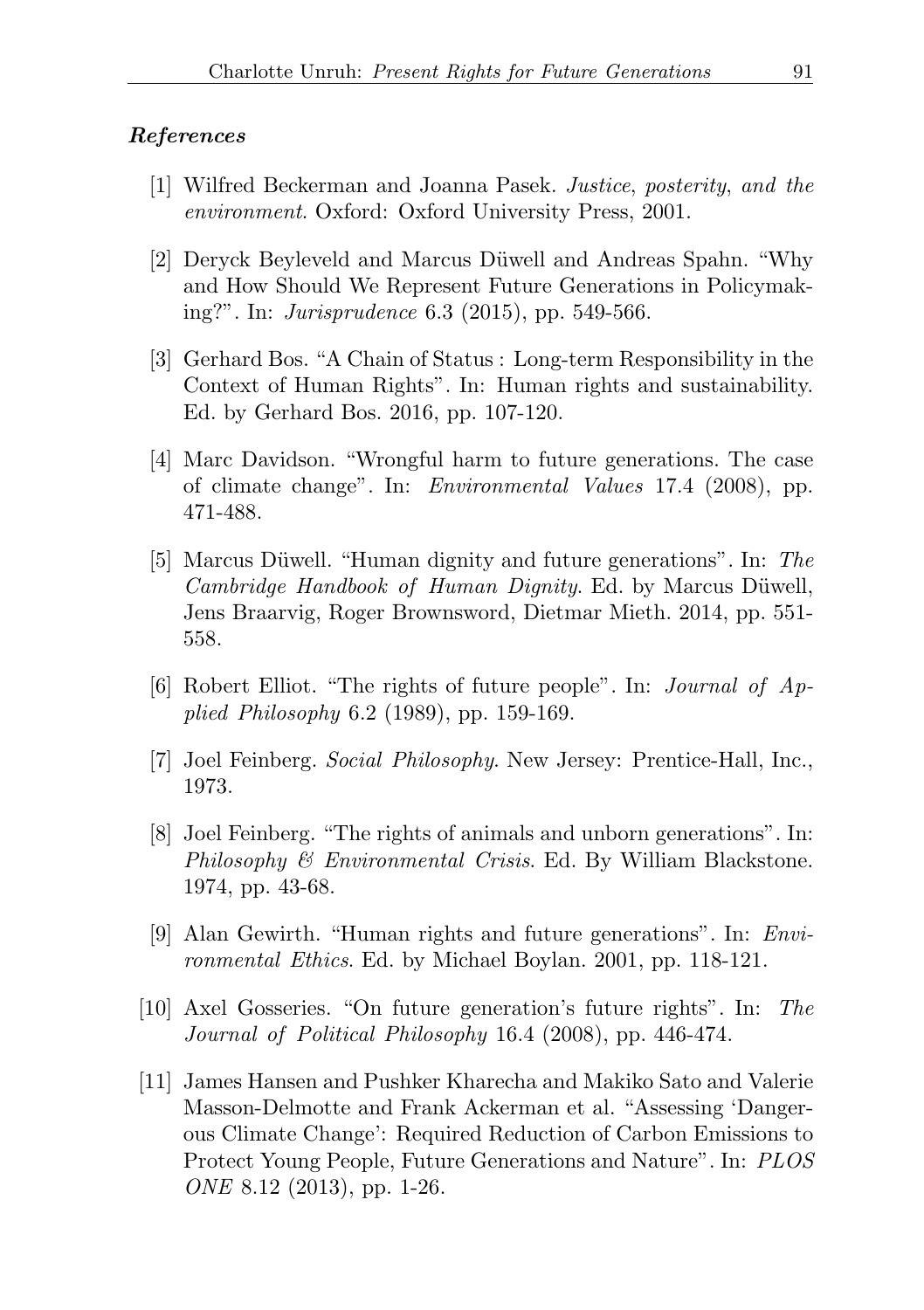### *References*

[1] Wilfred Beckerman and Joanna Pasek. *Justice, posterity, and the environment*. Oxford: Oxford University Press, 2001.

[2] Deryck Beyleveld and Marcus Düwell and Andreas Spahn. "Why and How Should We Represent Future Generations in Policymaking?". In: *Jurisprudence* 6.3 (2015), pp. 549-566.

[3] Gerhard Bos. "A Chain of Status : Long-term Responsibility in the Context of Human Rights". In: Human rights and sustainability. Ed. by Gerhard Bos. 2016, pp. 107-120.

[4] Marc Davidson. "Wrongful harm to future generations. The case of climate change". In: *Environmental Values* 17.4 (2008), pp. 471-488.

[5] Marcus Düwell. "Human dignity and future generations". In: *The Cambridge Handbook of Human Dignity*. Ed. by Marcus Düwell, Jens Braarvig, Roger Brownsword, Dietmar Mieth. 2014, pp. 551-558.

[6] Robert Elliot. "The rights of future people". In: *Journal of Applied Philosophy* 6.2 (1989), pp. 159-169.

[7] Joel Feinberg. *Social Philosophy*. New Jersey: Prentice-Hall, Inc., 1973.

[8] Joel Feinberg. "The rights of animals and unborn generations". In: *Philosophy & Environmental Crisis*. Ed. By William Blackstone. 1974, pp. 43-68.

[9] Alan Gewirth. "Human rights and future generations". In: *Environmental Ethics*. Ed. by Michael Boylan. 2001, pp. 118-121.

[10] Axel Gosseries. "On future generation's future rights". In: *The Journal of Political Philosophy* 16.4 (2008), pp. 446-474.

[11] James Hansen and Pushker Kharecha and Makiko Sato and Valerie Masson-Delmotte and Frank Ackerman et al. "Assessing 'Dangerous Climate Change': Required Reduction of Carbon Emissions to Protect Young People, Future Generations and Nature". In: *PLOS ONE* 8.12 (2013), pp. 1-26.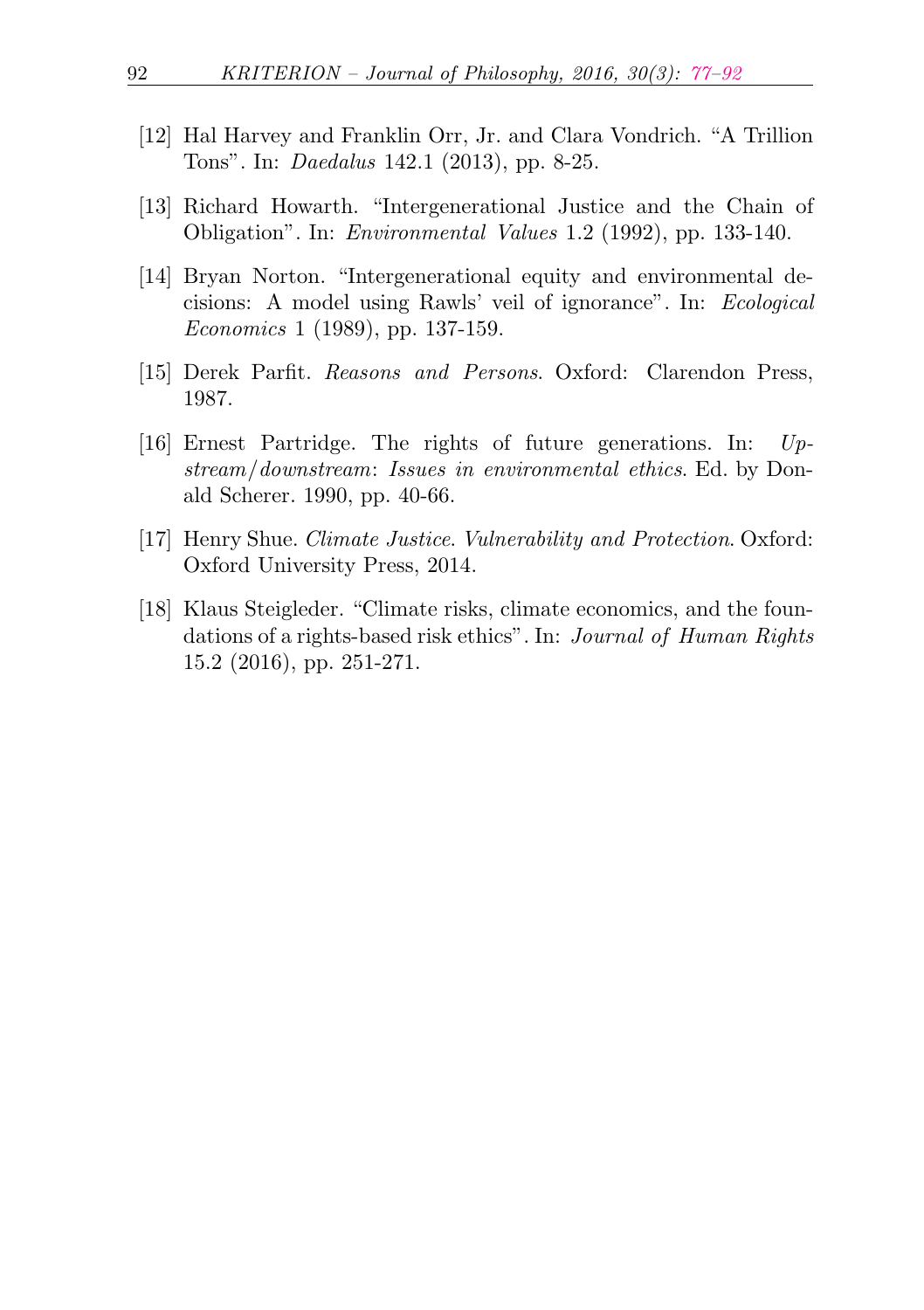[12] Hal Harvey and Franklin Orr, Jr. and Clara Vondrich. "A Trillion Tons". In: *Daedalus* 142.1 (2013), pp. 8-25.

[13] Richard Howarth. "Intergenerational Justice and the Chain of Obligation". In: *Environmental Values* 1.2 (1992), pp. 133-140.

[14] Bryan Norton. "Intergenerational equity and environmental decisions: A model using Rawls' veil of ignorance". In: *Ecological Economics* 1 (1989), pp. 137-159.

[15] Derek Parfit. *Reasons and Persons*. Oxford: Clarendon Press, 1987.

[16] Ernest Partridge. The rights of future generations. In: *Upstream/downstream*: *Issues in environmental ethics*. Ed. by Donald Scherer. 1990, pp. 40-66.

[17] Henry Shue. *Climate Justice. Vulnerability and Protection*. Oxford: Oxford University Press, 2014.

[18] Klaus Steigleder. "Climate risks, climate economics, and the foundations of a rights-based risk ethics". In: *Journal of Human Rights* 15.2 (2016), pp. 251-271.